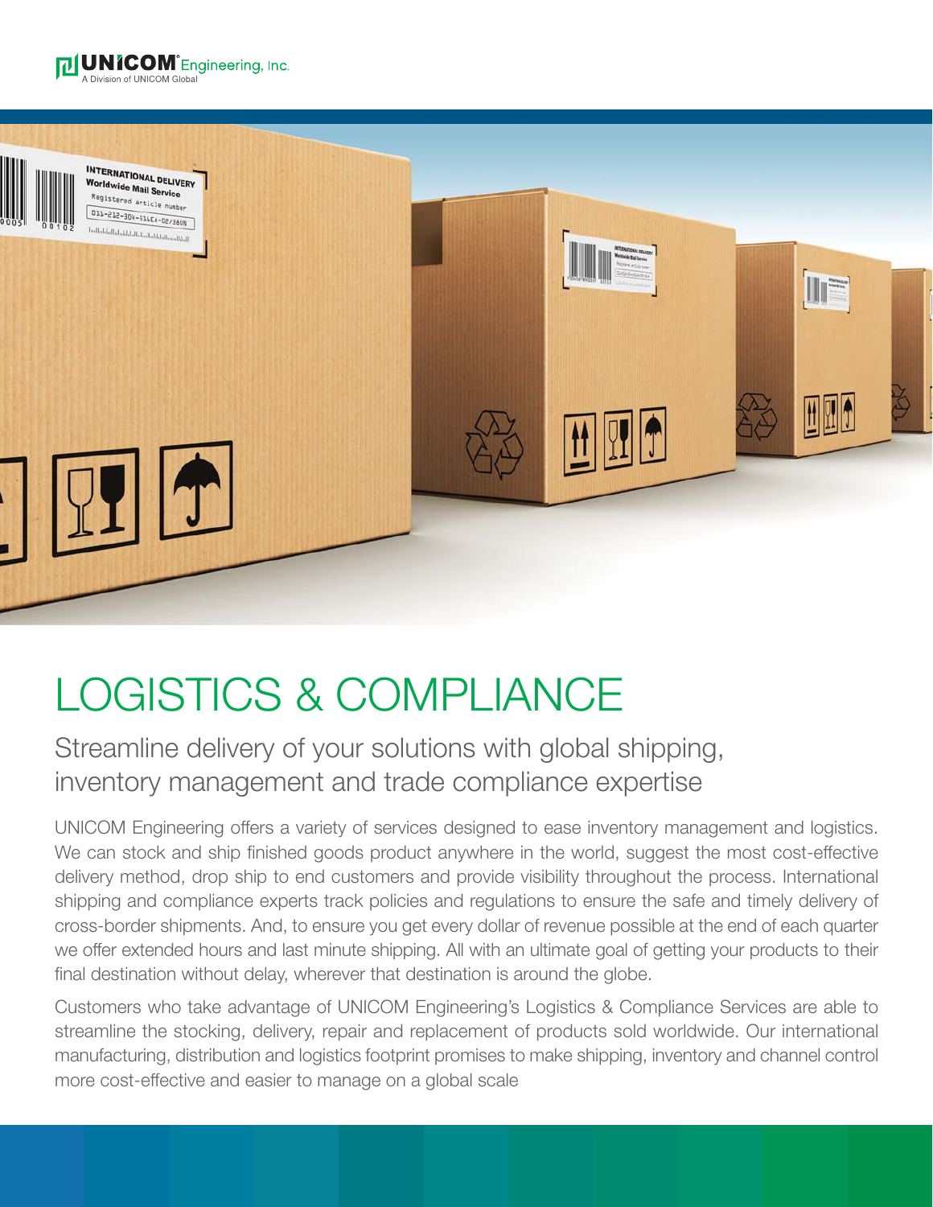UNICOM Engineering, Inc.
A Division of UNICOM Global

# LOGISTICS & COMPLIANCE

## Streamline delivery of your solutions with global shipping, inventory management and trade compliance expertise

UNICOM Engineering offers a variety of services designed to ease inventory management and logistics. We can stock and ship finished goods product anywhere in the world, suggest the most cost-effective delivery method, drop ship to end customers and provide visibility throughout the process. International shipping and compliance experts track policies and regulations to ensure the safe and timely delivery of cross-border shipments. And, to ensure you get every dollar of revenue possible at the end of each quarter we offer extended hours and last minute shipping. All with an ultimate goal of getting your products to their final destination without delay, wherever that destination is around the globe.

Customers who take advantage of UNICOM Engineering's Logistics & Compliance Services are able to streamline the stocking, delivery, repair and replacement of products sold worldwide. Our international manufacturing, distribution and logistics footprint promises to make shipping, inventory and channel control more cost-effective and easier to manage on a global scale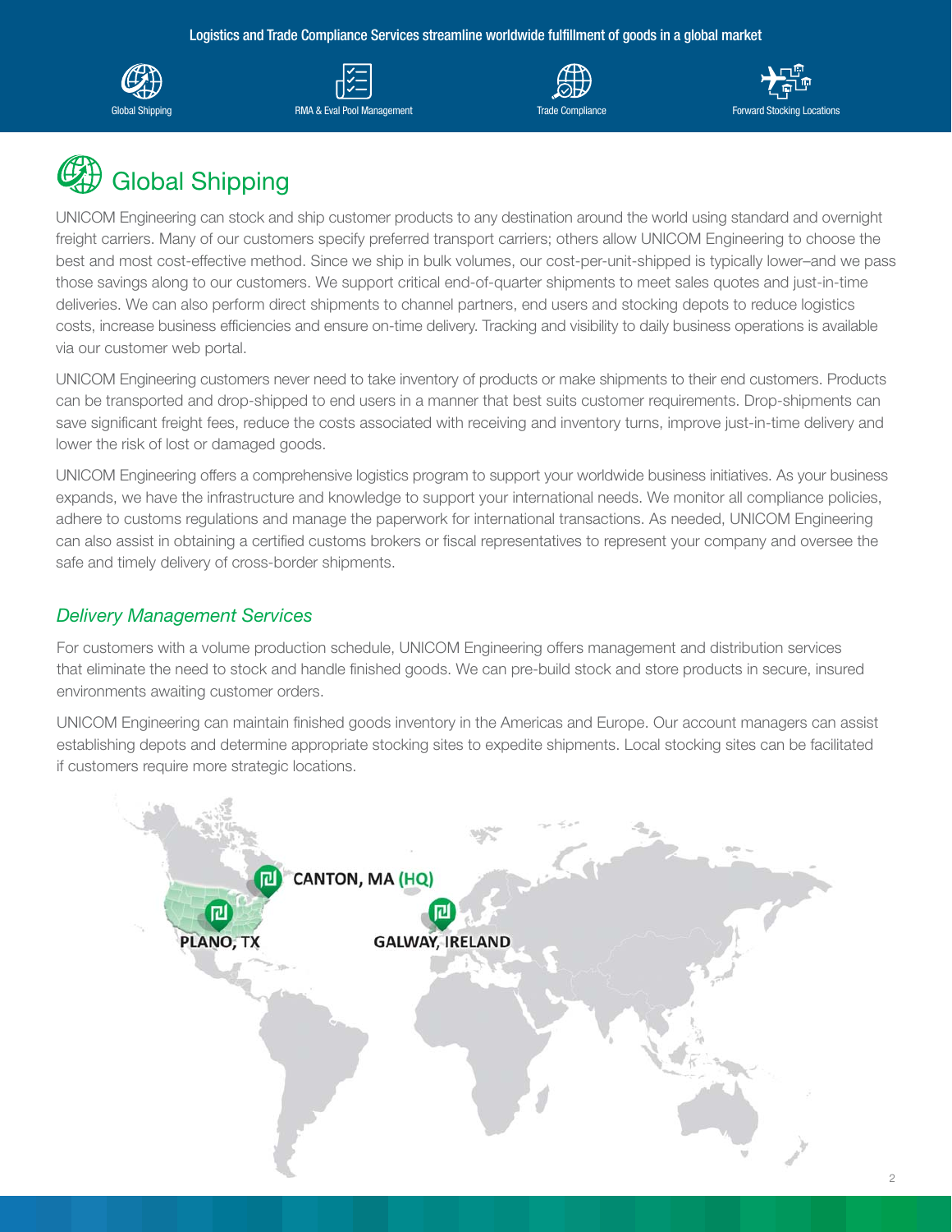Logistics and Trade Compliance Services streamline worldwide fulfillment of goods in a global market

Global Shipping | RMA & Eval Pool Management | Trade Compliance | Forward Stocking Locations

# Global Shipping

UNICOM Engineering can stock and ship customer products to any destination around the world using standard and overnight freight carriers. Many of our customers specify preferred transport carriers; others allow UNICOM Engineering to choose the best and most cost-effective method. Since we ship in bulk volumes, our cost-per-unit-shipped is typically lower–and we pass those savings along to our customers. We support critical end-of-quarter shipments to meet sales quotes and just-in-time deliveries. We can also perform direct shipments to channel partners, end users and stocking depots to reduce logistics costs, increase business efficiencies and ensure on-time delivery. Tracking and visibility to daily business operations is available via our customer web portal.

UNICOM Engineering customers never need to take inventory of products or make shipments to their end customers. Products can be transported and drop-shipped to end users in a manner that best suits customer requirements. Drop-shipments can save significant freight fees, reduce the costs associated with receiving and inventory turns, improve just-in-time delivery and lower the risk of lost or damaged goods.

UNICOM Engineering offers a comprehensive logistics program to support your worldwide business initiatives. As your business expands, we have the infrastructure and knowledge to support your international needs. We monitor all compliance policies, adhere to customs regulations and manage the paperwork for international transactions. As needed, UNICOM Engineering can also assist in obtaining a certified customs brokers or fiscal representatives to represent your company and oversee the safe and timely delivery of cross-border shipments.

## *Delivery Management Services*

For customers with a volume production schedule, UNICOM Engineering offers management and distribution services that eliminate the need to stock and handle finished goods. We can pre-build stock and store products in secure, insured environments awaiting customer orders.

UNICOM Engineering can maintain finished goods inventory in the Americas and Europe. Our account managers can assist establishing depots and determine appropriate stocking sites to expedite shipments. Local stocking sites can be facilitated if customers require more strategic locations.

CANTON, MA (HQ)

PLANO, TX

GALWAY, IRELAND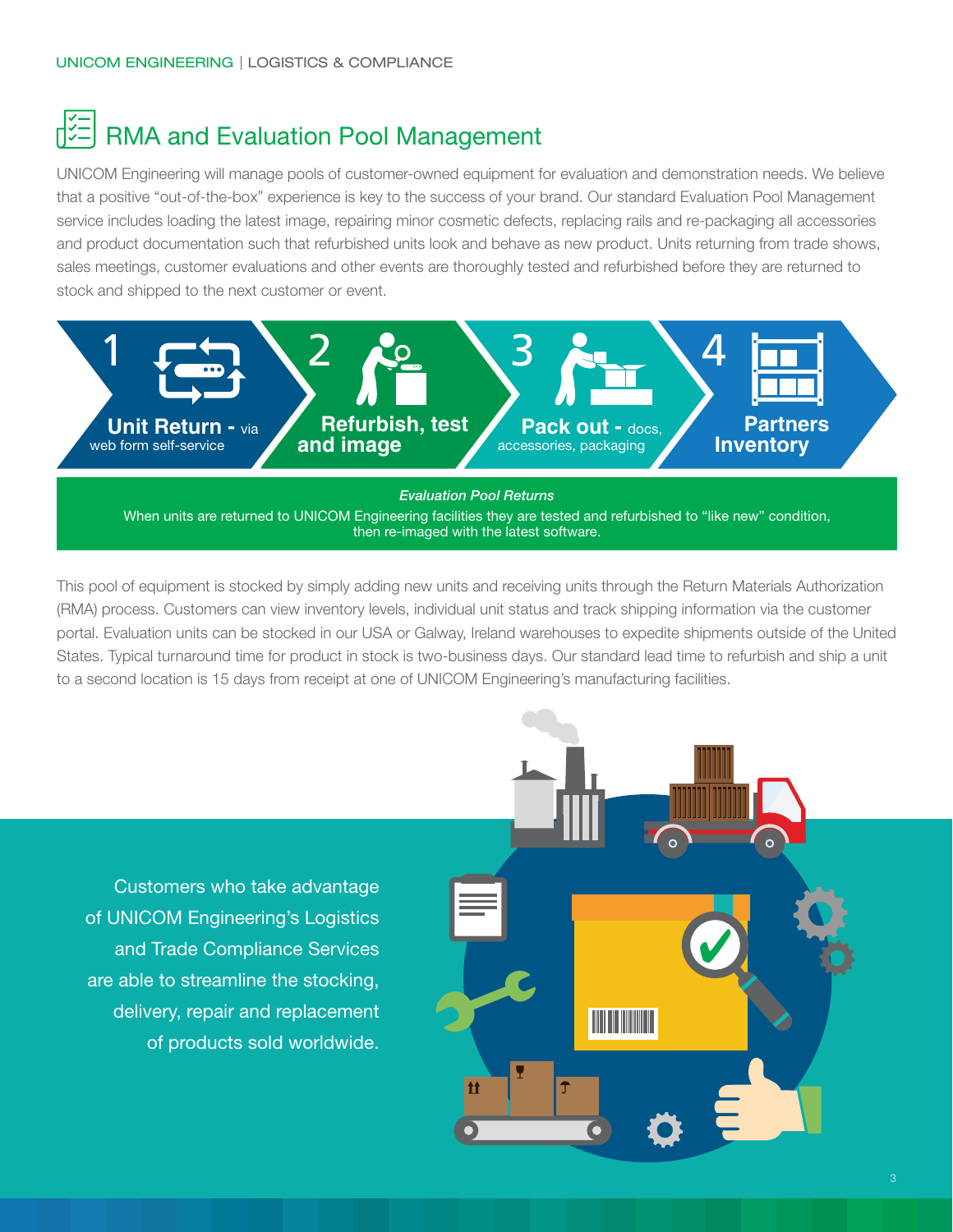# RMA and Evaluation Pool Management

UNICOM Engineering will manage pools of customer-owned equipment for evaluation and demonstration needs. We believe that a positive "out-of-the-box" experience is key to the success of your brand. Our standard Evaluation Pool Management service includes loading the latest image, repairing minor cosmetic defects, replacing rails and re-packaging all accessories and product documentation such that refurbished units look and behave as new product. Units returning from trade shows, sales meetings, customer evaluations and other events are thoroughly tested and refurbished before they are returned to stock and shipped to the next customer or event.

1. **Unit Return** - via web form self-service
2. **Refurbish, test and image**
3. **Pack out** - docs, accessories, packaging
4. **Partners Inventory**

***Evaluation Pool Returns***

When units are returned to UNICOM Engineering facilities they are tested and refurbished to "like new" condition, then re-imaged with the latest software.

This pool of equipment is stocked by simply adding new units and receiving units through the Return Materials Authorization (RMA) process. Customers can view inventory levels, individual unit status and track shipping information via the customer portal. Evaluation units can be stocked in our USA or Galway, Ireland warehouses to expedite shipments outside of the United States. Typical turnaround time for product in stock is two-business days. Our standard lead time to refurbish and ship a unit to a second location is 15 days from receipt at one of UNICOM Engineering's manufacturing facilities.

Customers who take advantage of UNICOM Engineering's Logistics and Trade Compliance Services are able to streamline the stocking, delivery, repair and replacement of products sold worldwide.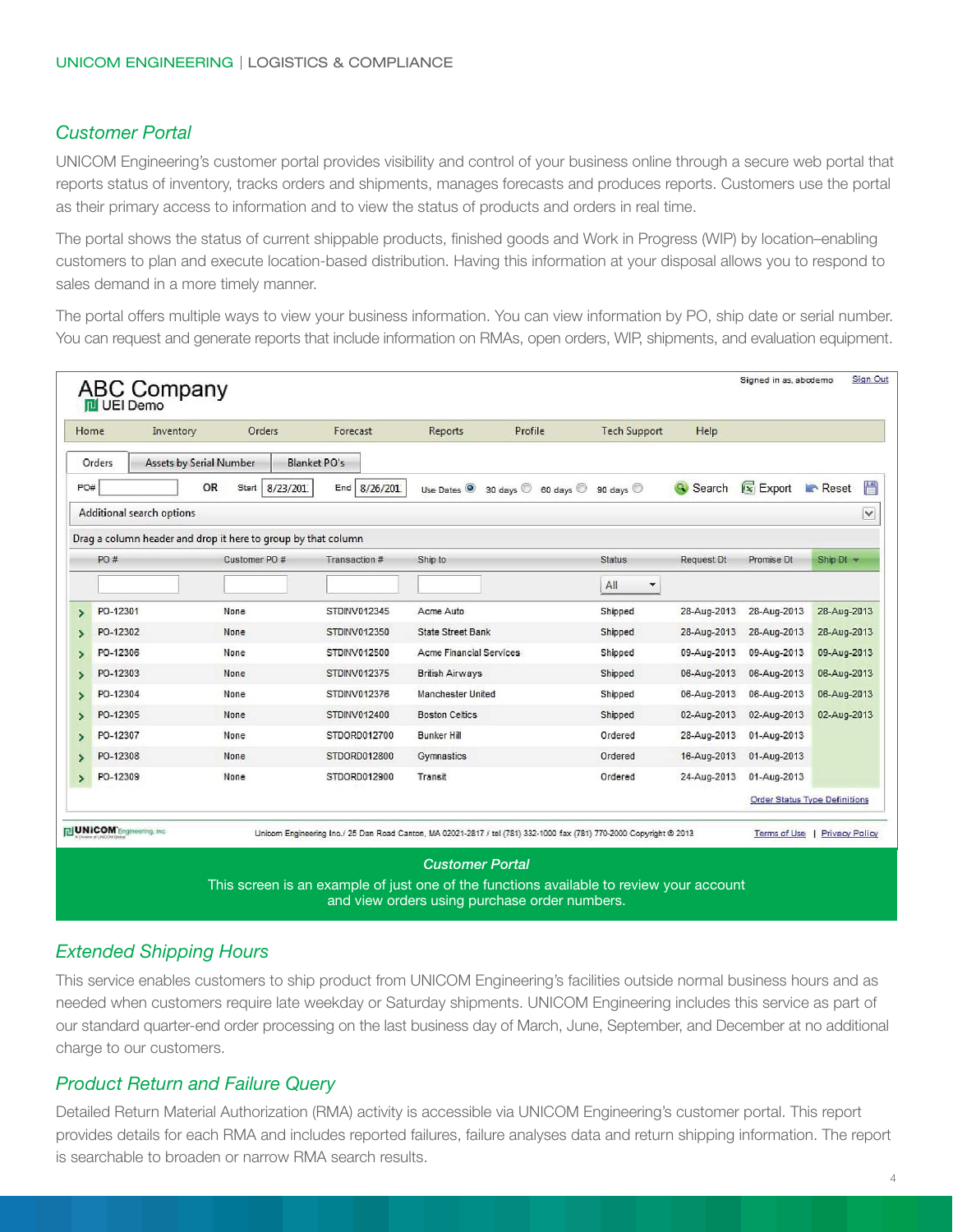## Customer Portal

UNICOM Engineering's customer portal provides visibility and control of your business online through a secure web portal that reports status of inventory, tracks orders and shipments, manages forecasts and produces reports. Customers use the portal as their primary access to information and to view the status of products and orders in real time.

The portal shows the status of current shippable products, finished goods and Work in Progress (WIP) by location–enabling customers to plan and execute location-based distribution. Having this information at your disposal allows you to respond to sales demand in a more timely manner.

The portal offers multiple ways to view your business information. You can view information by PO, ship date or serial number. You can request and generate reports that include information on RMAs, open orders, WIP, shipments, and evaluation equipment.

ABC Company
UEI Demo

Signed in as, abcdemo | Sign Out

Home | Inventory | Orders | Forecast | Reports | Profile | Tech Support | Help

Orders | Assets by Serial Number | Blanket PO's

PO# ____ OR Start 8/23/201 End 8/26/201 Use Dates ◉ 30 days ○ 60 days ○ 90 days ○ Search Export Reset

Additional search options

Drag a column header and drop it here to group by that column

| PO # | Customer PO # | Transaction # | Ship to | Status | Request Dt | Promise Dt | Ship Dt |
|---|---|---|---|---|---|---|---|
| | | | | All | | | |
| PO-12301 | None | STDINV012345 | Acme Auto | Shipped | 28-Aug-2013 | 28-Aug-2013 | 28-Aug-2013 |
| PO-12302 | None | STDINV012350 | State Street Bank | Shipped | 28-Aug-2013 | 28-Aug-2013 | 28-Aug-2013 |
| PO-12306 | None | STDINV012500 | Acme Financial Services | Shipped | 09-Aug-2013 | 09-Aug-2013 | 09-Aug-2013 |
| PO-12303 | None | STDINV012375 | British Airways | Shipped | 06-Aug-2013 | 06-Aug-2013 | 06-Aug-2013 |
| PO-12304 | None | STDINV012376 | Manchester United | Shipped | 06-Aug-2013 | 06-Aug-2013 | 06-Aug-2013 |
| PO-12305 | None | STDINV012400 | Boston Celtics | Shipped | 02-Aug-2013 | 02-Aug-2013 | 02-Aug-2013 |
| PO-12307 | None | STDORD012700 | Bunker Hill | Ordered | 28-Aug-2013 | 01-Aug-2013 | |
| PO-12308 | None | STDORD012800 | Gymnastics | Ordered | 16-Aug-2013 | 01-Aug-2013 | |
| PO-12309 | None | STDORD012900 | Transit | Ordered | 24-Aug-2013 | 01-Aug-2013 | |

Order Status Type Definitions

Unicom Engineering Inc./ 25 Dan Road Canton, MA 02021-2817 / tel (781) 332-1000 fax (781) 770-2000 Copyright © 2013 | Terms of Use | Privacy Policy

**Customer Portal**

This screen is an example of just one of the functions available to review your account and view orders using purchase order numbers.

## Extended Shipping Hours

This service enables customers to ship product from UNICOM Engineering's facilities outside normal business hours and as needed when customers require late weekday or Saturday shipments. UNICOM Engineering includes this service as part of our standard quarter-end order processing on the last business day of March, June, September, and December at no additional charge to our customers.

## Product Return and Failure Query

Detailed Return Material Authorization (RMA) activity is accessible via UNICOM Engineering's customer portal. This report provides details for each RMA and includes reported failures, failure analyses data and return shipping information. The report is searchable to broaden or narrow RMA search results.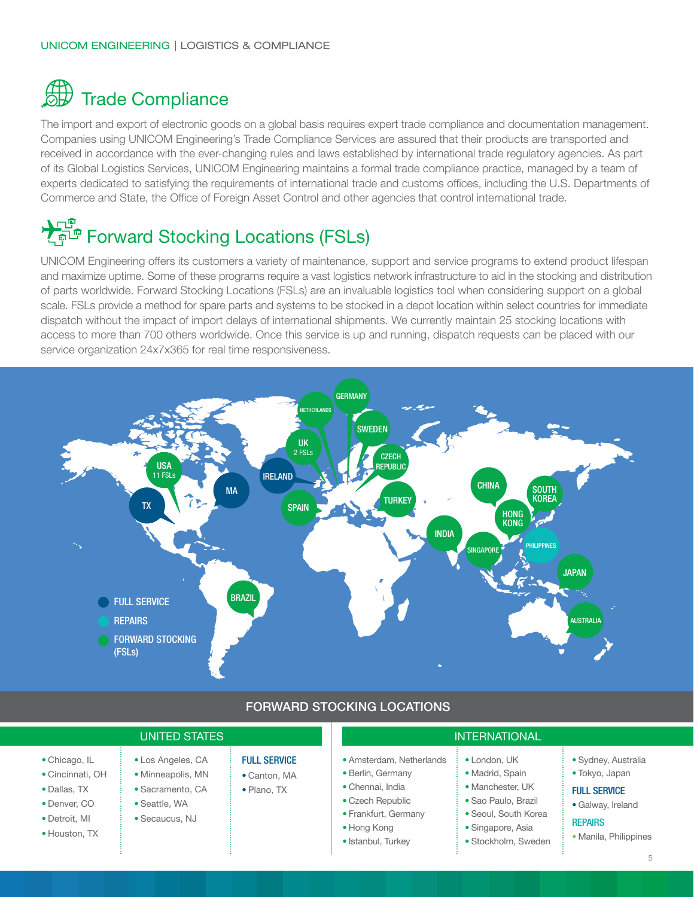# Trade Compliance

The import and export of electronic goods on a global basis requires expert trade compliance and documentation management. Companies using UNICOM Engineering's Trade Compliance Services are assured that their products are transported and received in accordance with the ever-changing rules and laws established by international trade regulatory agencies. As part of its Global Logistics Services, UNICOM Engineering maintains a formal trade compliance practice, managed by a team of experts dedicated to satisfying the requirements of international trade and customs offices, including the U.S. Departments of Commerce and State, the Office of Foreign Asset Control and other agencies that control international trade.

# Forward Stocking Locations (FSLs)

UNICOM Engineering offers its customers a variety of maintenance, support and service programs to extend product lifespan and maximize uptime. Some of these programs require a vast logistics network infrastructure to aid in the stocking and distribution of parts worldwide. Forward Stocking Locations (FSLs) are an invaluable logistics tool when considering support on a global scale. FSLs provide a method for spare parts and systems to be stocked in a depot location within select countries for immediate dispatch without the impact of import delays of international shipments. We currently maintain 25 stocking locations with access to more than 700 others worldwide. Once this service is up and running, dispatch requests can be placed with our service organization 24x7x365 for real time responsiveness.

USA 11 FSLs · TX · MA · IRELAND · UK 2 FSLs · NETHERLANDS · GERMANY · SWEDEN · CZECH REPUBLIC · SPAIN · TURKEY · INDIA · CHINA · SOUTH KOREA · HONG KONG · SINGAPORE · PHILIPPINES · JAPAN · AUSTRALIA · BRAZIL

- FULL SERVICE
- REPAIRS
- FORWARD STOCKING (FSLs)

## FORWARD STOCKING LOCATIONS

### UNITED STATES

- Chicago, IL
- Cincinnati, OH
- Dallas, TX
- Denver, CO
- Detroit, MI
- Houston, TX
- Los Angeles, CA
- Minneapolis, MN
- Sacramento, CA
- Seattle, WA
- Secaucus, NJ

**FULL SERVICE**

- Canton, MA
- Plano, TX

### INTERNATIONAL

- Amsterdam, Netherlands
- Berlin, Germany
- Chennai, India
- Czech Republic
- Frankfurt, Germany
- Hong Kong
- Istanbul, Turkey
- London, UK
- Madrid, Spain
- Manchester, UK
- Sao Paulo, Brazil
- Seoul, South Korea
- Singapore, Asia
- Stockholm, Sweden
- Sydney, Australia
- Tokyo, Japan

**FULL SERVICE**

- Galway, Ireland

**REPAIRS**

- Manila, Philippines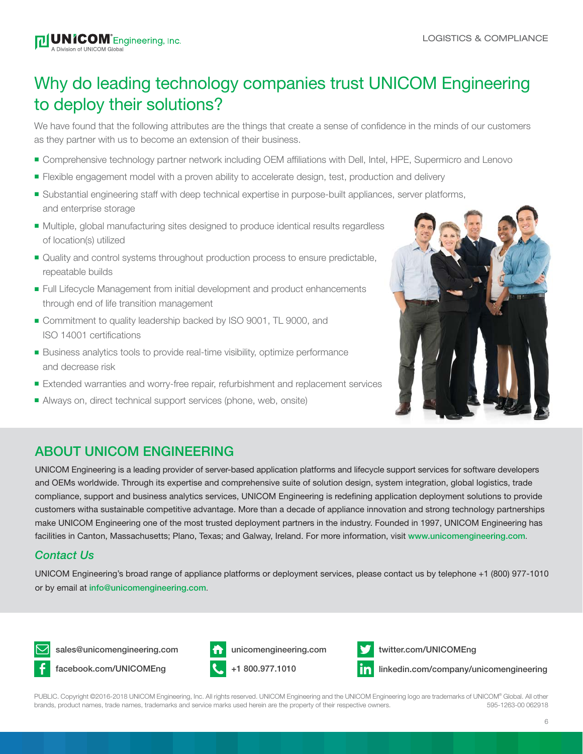# Why do leading technology companies trust UNICOM Engineering to deploy their solutions?

We have found that the following attributes are the things that create a sense of confidence in the minds of our customers as they partner with us to become an extension of their business.

- Comprehensive technology partner network including OEM affiliations with Dell, Intel, HPE, Supermicro and Lenovo
- Flexible engagement model with a proven ability to accelerate design, test, production and delivery
- Substantial engineering staff with deep technical expertise in purpose-built appliances, server platforms, and enterprise storage
- Multiple, global manufacturing sites designed to produce identical results regardless of location(s) utilized
- Quality and control systems throughout production process to ensure predictable, repeatable builds
- Full Lifecycle Management from initial development and product enhancements through end of life transition management
- Commitment to quality leadership backed by ISO 9001, TL 9000, and ISO 14001 certifications
- Business analytics tools to provide real-time visibility, optimize performance and decrease risk
- Extended warranties and worry-free repair, refurbishment and replacement services
- Always on, direct technical support services (phone, web, onsite)

## ABOUT UNICOM ENGINEERING

UNICOM Engineering is a leading provider of server-based application platforms and lifecycle support services for software developers and OEMs worldwide. Through its expertise and comprehensive suite of solution design, system integration, global logistics, trade compliance, support and business analytics services, UNICOM Engineering is redefining application deployment solutions to provide customers witha sustainable competitive advantage. More than a decade of appliance innovation and strong technology partnerships make UNICOM Engineering one of the most trusted deployment partners in the industry. Founded in 1997, UNICOM Engineering has facilities in Canton, Massachusetts; Plano, Texas; and Galway, Ireland. For more information, visit www.unicomengineering.com.

### *Contact Us*

UNICOM Engineering's broad range of appliance platforms or deployment services, please contact us by telephone +1 (800) 977-1010 or by email at info@unicomengineering.com.

sales@unicomengineering.com

facebook.com/UNICOMEng

unicomengineering.com

+1 800.977.1010

twitter.com/UNICOMEng

linkedin.com/company/unicomengineering

PUBLIC. Copyright ©2016-2018 UNICOM Engineering, Inc. All rights reserved. UNICOM Engineering and the UNICOM Engineering logo are trademarks of UNICOM® Global. All other brands, product names, trade names, trademarks and service marks used herein are the property of their respective owners. 595-1263-00 062918